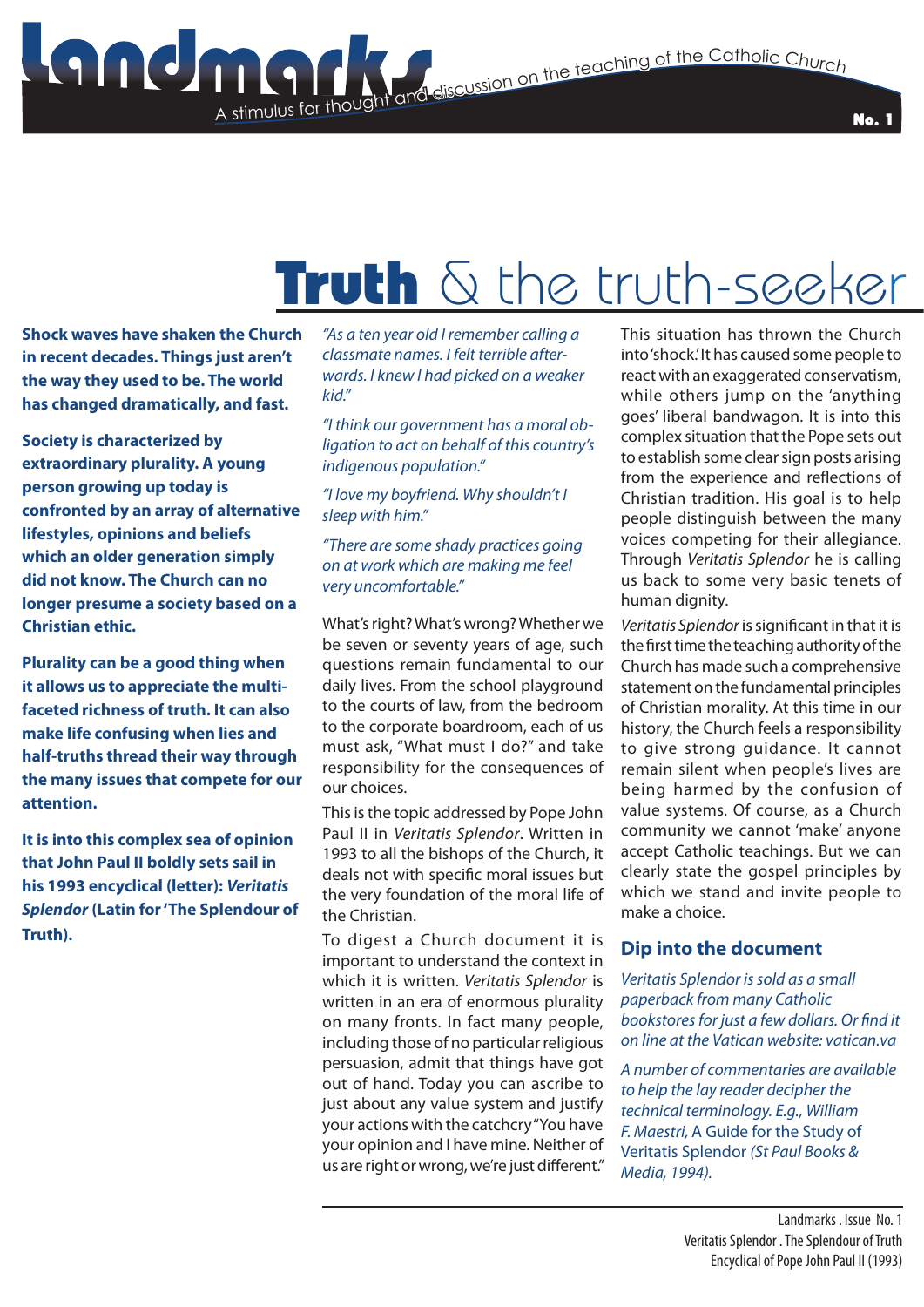# Landmarks

A stimulus for thought and discussion on the teaching of the Catholic Church

No. 1

# **Truth** & the truth-seeker

**Shock waves have shaken the Church in recent decades. Things just aren't the way they used to be. The world has changed dramatically, and fast.**

**Society is characterized by extraordinary plurality. A young person growing up today is confronted by an array of alternative lifestyles, opinions and beliefs which an older generation simply did not know. The Church can no longer presume a society based on a Christian ethic.**

**Plurality can be a good thing when it allows us to appreciate the multi-faceted richness of truth. It can also make life confusing when lies and half-truths thread their way through the many issues that compete for our attention.**

**It is into this complex sea of opinion that John Paul II boldly sets sail in his 1993 encyclical (letter): *Veritatis Splendor* (Latin for 'The Splendour of Truth).**

*"As a ten year old I remember calling a classmate names. I felt terrible afterwards. I knew I had picked on a weaker kid."*

*"I think our government has a moral obligation to act on behalf of this country's indigenous population."*

*"I love my boyfriend. Why shouldn't I sleep with him."*

*"There are some shady practices going on at work which are making me feel very uncomfortable."*

What's right? What's wrong? Whether we be seven or seventy years of age, such questions remain fundamental to our daily lives. From the school playground to the courts of law, from the bedroom to the corporate boardroom, each of us must ask, "What must I do?" and take responsibility for the consequences of our choices.

This is the topic addressed by Pope John Paul II in *Veritatis Splendor*. Written in 1993 to all the bishops of the Church, it deals not with specific moral issues but the very foundation of the moral life of the Christian.

To digest a Church document it is important to understand the context in which it is written. *Veritatis Splendor* is written in an era of enormous plurality on many fronts. In fact many people, including those of no particular religious persuasion, admit that things have got out of hand. Today you can ascribe to just about any value system and justify your actions with the catchcry "You have your opinion and I have mine. Neither of us are right or wrong, we're just different."

This situation has thrown the Church into 'shock.' It has caused some people to react with an exaggerated conservatism, while others jump on the 'anything goes' liberal bandwagon. It is into this complex situation that the Pope sets out to establish some clear sign posts arising from the experience and reflections of Christian tradition. His goal is to help people distinguish between the many voices competing for their allegiance. Through *Veritatis Splendor* he is calling us back to some very basic tenets of human dignity.

*Veritatis Splendor* is significant in that it is the first time the teaching authority of the Church has made such a comprehensive statement on the fundamental principles of Christian morality. At this time in our history, the Church feels a responsibility to give strong guidance. It cannot remain silent when people's lives are being harmed by the confusion of value systems. Of course, as a Church community we cannot 'make' anyone accept Catholic teachings. But we can clearly state the gospel principles by which we stand and invite people to make a choice.

## Dip into the document

*Veritatis Splendor is sold as a small paperback from many Catholic bookstores for just a few dollars. Or find it on line at the Vatican website: vatican.va*

*A number of commentaries are available to help the lay reader decipher the technical terminology. E.g., William F. Maestri,* A Guide for the Study of Veritatis Splendor *(St Paul Books & Media, 1994).*

Landmarks . Issue No. 1
Veritatis Splendor . The Splendour of Truth
Encyclical of Pope John Paul II (1993)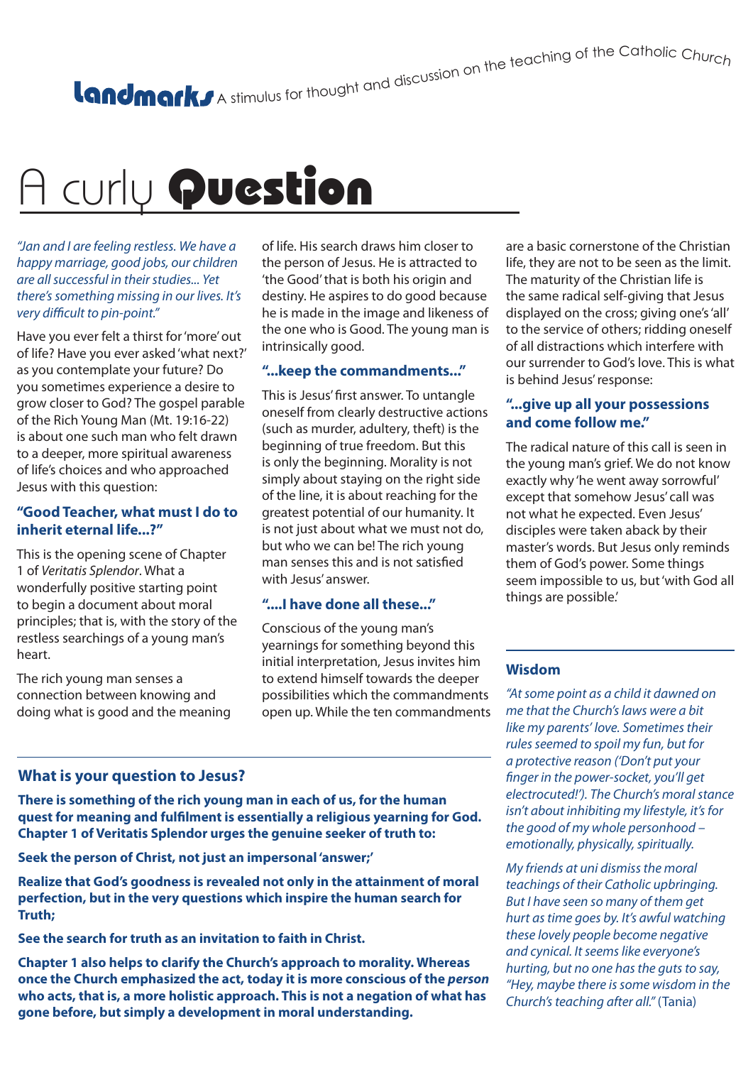**Landmarks** A stimulus for thought and discussion on the teaching of the Catholic Church

# A curly **Question**

*"Jan and I are feeling restless. We have a happy marriage, good jobs, our children are all successful in their studies... Yet there's something missing in our lives. It's very difficult to pin-point."*

Have you ever felt a thirst for 'more' out of life? Have you ever asked 'what next?' as you contemplate your future? Do you sometimes experience a desire to grow closer to God? The gospel parable of the Rich Young Man (Mt. 19:16-22) is about one such man who felt drawn to a deeper, more spiritual awareness of life's choices and who approached Jesus with this question:

### "Good Teacher, what must I do to inherit eternal life...?"

This is the opening scene of Chapter 1 of *Veritatis Splendor*. What a wonderfully positive starting point to begin a document about moral principles; that is, with the story of the restless searchings of a young man's heart.

The rich young man senses a connection between knowing and doing what is good and the meaning of life. His search draws him closer to the person of Jesus. He is attracted to 'the Good' that is both his origin and destiny. He aspires to do good because he is made in the image and likeness of the one who is Good. The young man is intrinsically good.

### "...keep the commandments..."

This is Jesus' first answer. To untangle oneself from clearly destructive actions (such as murder, adultery, theft) is the beginning of true freedom. But this is only the beginning. Morality is not simply about staying on the right side of the line, it is about reaching for the greatest potential of our humanity. It is not just about what we must not do, but who we can be! The rich young man senses this and is not satisfied with Jesus' answer.

### "....I have done all these..."

Conscious of the young man's yearnings for something beyond this initial interpretation, Jesus invites him to extend himself towards the deeper possibilities which the commandments open up. While the ten commandments are a basic cornerstone of the Christian life, they are not to be seen as the limit. The maturity of the Christian life is the same radical self-giving that Jesus displayed on the cross; giving one's 'all' to the service of others; ridding oneself of all distractions which interfere with our surrender to God's love. This is what is behind Jesus' response:

### "...give up all your possessions and come follow me."

The radical nature of this call is seen in the young man's grief. We do not know exactly why 'he went away sorrowful' except that somehow Jesus' call was not what he expected. Even Jesus' disciples were taken aback by their master's words. But Jesus only reminds them of God's power. Some things seem impossible to us, but 'with God all things are possible.'

## What is your question to Jesus?

**There is something of the rich young man in each of us, for the human quest for meaning and fulfilment is essentially a religious yearning for God. Chapter 1 of Veritatis Splendor urges the genuine seeker of truth to:**

**Seek the person of Christ, not just an impersonal 'answer;'**

**Realize that God's goodness is revealed not only in the attainment of moral perfection, but in the very questions which inspire the human search for Truth;**

**See the search for truth as an invitation to faith in Christ.**

**Chapter 1 also helps to clarify the Church's approach to morality. Whereas once the Church emphasized the act, today it is more conscious of the *person* who acts, that is, a more holistic approach. This is not a negation of what has gone before, but simply a development in moral understanding.**

## Wisdom

*"At some point as a child it dawned on me that the Church's laws were a bit like my parents' love. Sometimes their rules seemed to spoil my fun, but for a protective reason ('Don't put your finger in the power-socket, you'll get electrocuted!'). The Church's moral stance isn't about inhibiting my lifestyle, it's for the good of my whole personhood – emotionally, physically, spiritually.*

*My friends at uni dismiss the moral teachings of their Catholic upbringing. But I have seen so many of them get hurt as time goes by. It's awful watching these lovely people become negative and cynical. It seems like everyone's hurting, but no one has the guts to say, "Hey, maybe there is some wisdom in the Church's teaching after all."* (Tania)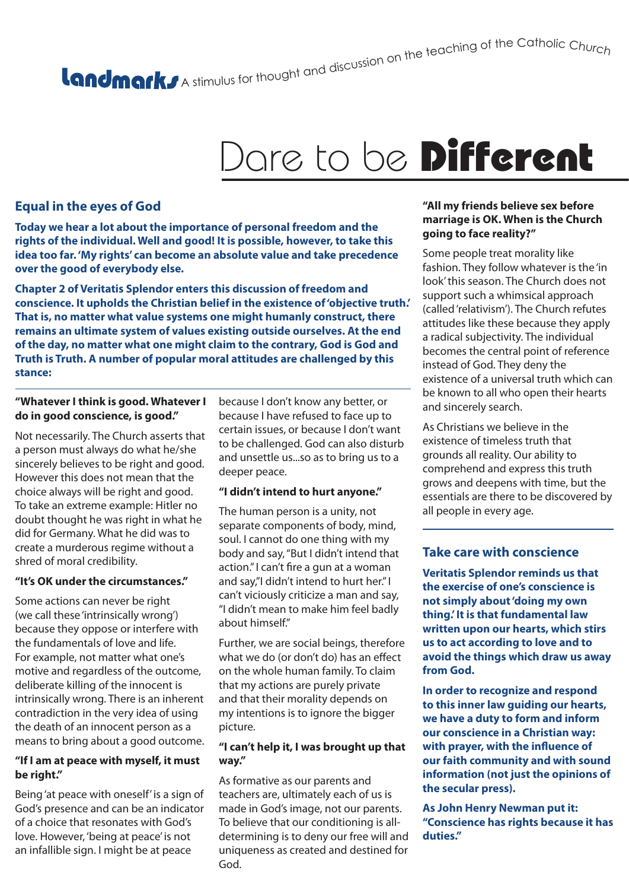Landmarks A stimulus for thought and discussion on the teaching of the Catholic Church

# Dare to be **Different**

## Equal in the eyes of God

**Today we hear a lot about the importance of personal freedom and the rights of the individual. Well and good! It is possible, however, to take this idea too far. 'My rights' can become an absolute value and take precedence over the good of everybody else.**

**Chapter 2 of Veritatis Splendor enters this discussion of freedom and conscience. It upholds the Christian belief in the existence of 'objective truth.' That is, no matter what value systems one might humanly construct, there remains an ultimate system of values existing outside ourselves. At the end of the day, no matter what one might claim to the contrary, God is God and Truth is Truth. A number of popular moral attitudes are challenged by this stance:**

### "Whatever I think is good. Whatever I do in good conscience, is good."

Not necessarily. The Church asserts that a person must always do what he/she sincerely believes to be right and good. However this does not mean that the choice always will be right and good. To take an extreme example: Hitler no doubt thought he was right in what he did for Germany. What he did was to create a murderous regime without a shred of moral credibility.

### "It's OK under the circumstances."

Some actions can never be right (we call these 'intrinsically wrong') because they oppose or interfere with the fundamentals of love and life. For example, not matter what one's motive and regardless of the outcome, deliberate killing of the innocent is intrinsically wrong. There is an inherent contradiction in the very idea of using the death of an innocent person as a means to bring about a good outcome.

### "If I am at peace with myself, it must be right."

Being 'at peace with oneself' is a sign of God's presence and can be an indicator of a choice that resonates with God's love. However, 'being at peace' is not an infallible sign. I might be at peace because I don't know any better, or because I have refused to face up to certain issues, or because I don't want to be challenged. God can also disturb and unsettle us...so as to bring us to a deeper peace.

### "I didn't intend to hurt anyone."

The human person is a unity, not separate components of body, mind, soul. I cannot do one thing with my body and say, "But I didn't intend that action." I can't fire a gun at a woman and say,"I didn't intend to hurt her." I can't viciously criticize a man and say, "I didn't mean to make him feel badly about himself."

Further, we are social beings, therefore what we do (or don't do) has an effect on the whole human family. To claim that my actions are purely private and that their morality depends on my intentions is to ignore the bigger picture.

### "I can't help it, I was brought up that way."

As formative as our parents and teachers are, ultimately each of us is made in God's image, not our parents. To believe that our conditioning is all-determining is to deny our free will and uniqueness as created and destined for God.

### "All my friends believe sex before marriage is OK. When is the Church going to face reality?"

Some people treat morality like fashion. They follow whatever is the 'in look' this season. The Church does not support such a whimsical approach (called 'relativism'). The Church refutes attitudes like these because they apply a radical subjectivity. The individual becomes the central point of reference instead of God. They deny the existence of a universal truth which can be known to all who open their hearts and sincerely search.

As Christians we believe in the existence of timeless truth that grounds all reality. Our ability to comprehend and express this truth grows and deepens with time, but the essentials are there to be discovered by all people in every age.

## Take care with conscience

**Veritatis Splendor reminds us that the exercise of one's conscience is not simply about 'doing my own thing.' It is that fundamental law written upon our hearts, which stirs us to act according to love and to avoid the things which draw us away from God.**

**In order to recognize and respond to this inner law guiding our hearts, we have a duty to form and inform our conscience in a Christian way: with prayer, with the influence of our faith community and with sound information (not just the opinions of the secular press).**

**As John Henry Newman put it: "Conscience has rights because it has duties."**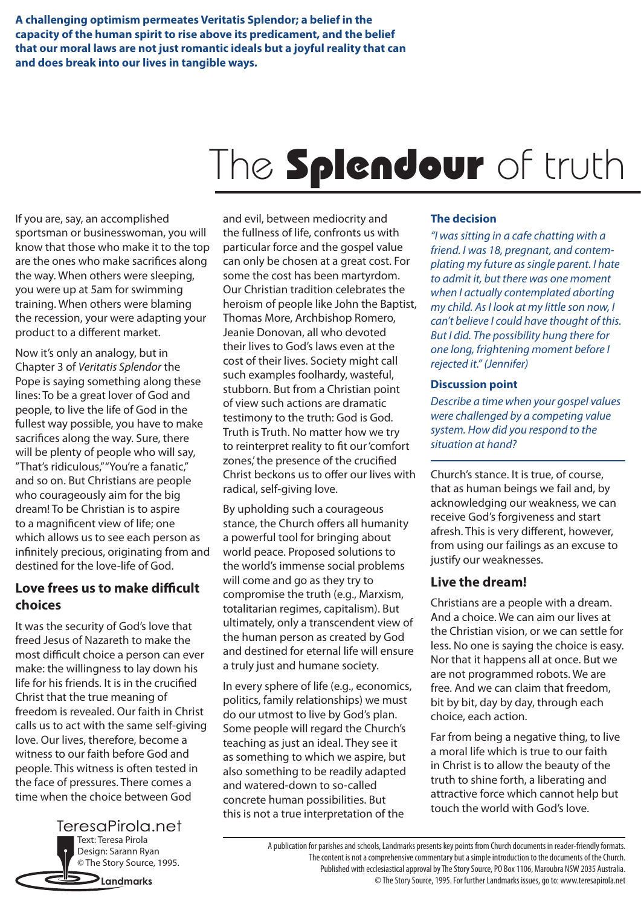**A challenging optimism permeates Veritatis Splendor; a belief in the capacity of the human spirit to rise above its predicament, and the belief that our moral laws are not just romantic ideals but a joyful reality that can and does break into our lives in tangible ways.**

# The **Splendour** of truth

If you are, say, an accomplished sportsman or businesswoman, you will know that those who make it to the top are the ones who make sacrifices along the way. When others were sleeping, you were up at 5am for swimming training. When others were blaming the recession, your were adapting your product to a different market.

Now it's only an analogy, but in Chapter 3 of *Veritatis Splendor* the Pope is saying something along these lines: To be a great lover of God and people, to live the life of God in the fullest way possible, you have to make sacrifices along the way. Sure, there will be plenty of people who will say, "That's ridiculous," "You're a fanatic," and so on. But Christians are people who courageously aim for the big dream! To be Christian is to aspire to a magnificent view of life; one which allows us to see each person as infinitely precious, originating from and destined for the love-life of God.

## Love frees us to make difficult choices

It was the security of God's love that freed Jesus of Nazareth to make the most difficult choice a person can ever make: the willingness to lay down his life for his friends. It is in the crucified Christ that the true meaning of freedom is revealed. Our faith in Christ calls us to act with the same self-giving love. Our lives, therefore, become a witness to our faith before God and people. This witness is often tested in the face of pressures. There comes a time when the choice between God and evil, between mediocrity and the fullness of life, confronts us with particular force and the gospel value can only be chosen at a great cost. For some the cost has been martyrdom. Our Christian tradition celebrates the heroism of people like John the Baptist, Thomas More, Archbishop Romero, Jeanie Donovan, all who devoted their lives to God's laws even at the cost of their lives. Society might call such examples foolhardy, wasteful, stubborn. But from a Christian point of view such actions are dramatic testimony to the truth: God is God. Truth is Truth. No matter how we try to reinterpret reality to fit our 'comfort zones,' the presence of the crucified Christ beckons us to offer our lives with radical, self-giving love.

By upholding such a courageous stance, the Church offers all humanity a powerful tool for bringing about world peace. Proposed solutions to the world's immense social problems will come and go as they try to compromise the truth (e.g., Marxism, totalitarian regimes, capitalism). But ultimately, only a transcendent view of the human person as created by God and destined for eternal life will ensure a truly just and humane society.

In every sphere of life (e.g., economics, politics, family relationships) we must do our utmost to live by God's plan. Some people will regard the Church's teaching as just an ideal. They see it as something to which we aspire, but also something to be readily adapted and watered-down to so-called concrete human possibilities. But this is not a true interpretation of the Church's stance. It is true, of course, that as human beings we fail and, by acknowledging our weakness, we can receive God's forgiveness and start afresh. This is very different, however, from using our failings as an excuse to justify our weaknesses.

### The decision

*"I was sitting in a cafe chatting with a friend. I was 18, pregnant, and contemplating my future as single parent. I hate to admit it, but there was one moment when I actually contemplated aborting my child. As I look at my little son now, I can't believe I could have thought of this. But I did. The possibility hung there for one long, frightening moment before I rejected it." (Jennifer)*

### Discussion point

*Describe a time when your gospel values were challenged by a competing value system. How did you respond to the situation at hand?*

## Live the dream!

Christians are a people with a dream. And a choice. We can aim our lives at the Christian vision, or we can settle for less. No one is saying the choice is easy. Nor that it happens all at once. But we are not programmed robots. We are free. And we can claim that freedom, bit by bit, day by day, through each choice, each action.

Far from being a negative thing, to live a moral life which is true to our faith in Christ is to allow the beauty of the truth to shine forth, a liberating and attractive force which cannot help but touch the world with God's love.

TeresaPirola.net
Text: Teresa Pirola
Design: Sarann Ryan
© The Story Source, 1995.
Landmarks

A publication for parishes and schools, Landmarks presents key points from Church documents in reader-friendly formats. The content is not a comprehensive commentary but a simple introduction to the documents of the Church. Published with ecclesiastical approval by The Story Source, PO Box 1106, Maroubra NSW 2035 Australia. © The Story Source, 1995. For further Landmarks issues, go to: www.teresapirola.net